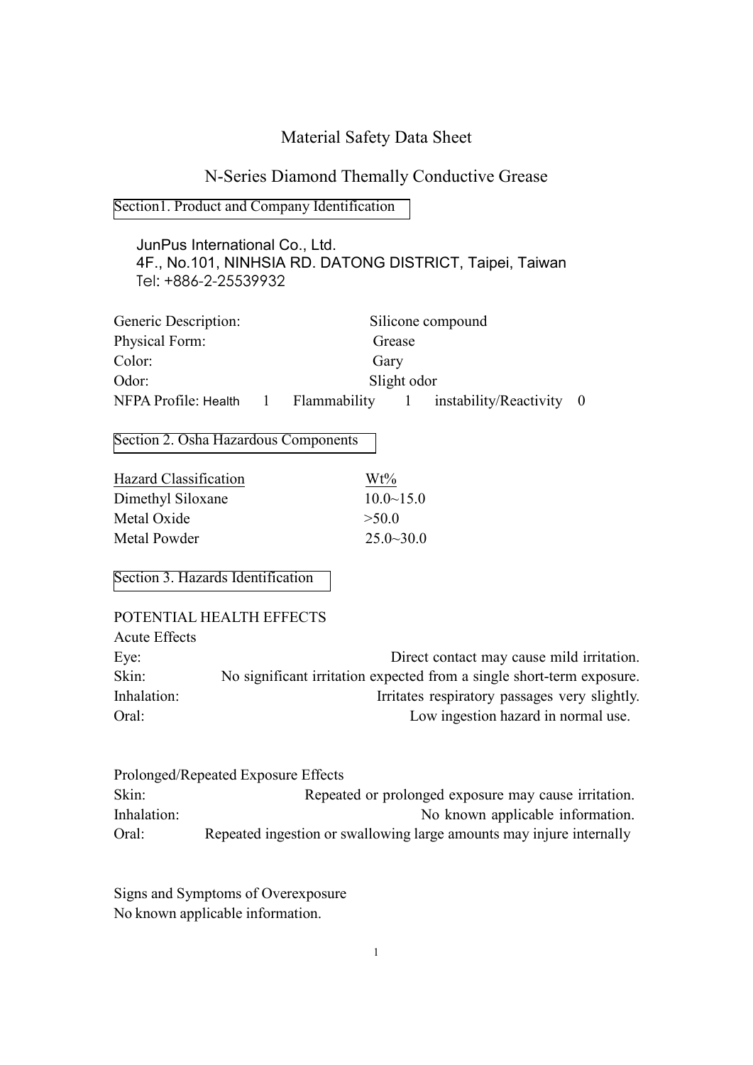# Material Safety Data Sheet

## N-Series Diamond Themally Conductive Grease

### Section1. Product and Company Identification

JunPus International Co., Ltd.
4F., No.101, NINHSIA RD. DATONG DISTRICT, Taipei, Taiwan
Tel: +886-2-25539932

| | |
|---|---|
| Generic Description: | Silicone compound |
| Physical Form: | Grease |
| Color: | Gary |
| Odor: | Slight odor |

NFPA Profile: Health 1 Flammability 1 instability/Reactivity 0

### Section 2. Osha Hazardous Components

| Hazard Classification | Wt% |
|---|---|
| Dimethyl Siloxane | 10.0~15.0 |
| Metal Oxide | >50.0 |
| Metal Powder | 25.0~30.0 |

### Section 3. Hazards Identification

POTENTIAL HEALTH EFFECTS

Acute Effects

| | |
|---|---|
| Eye: | Direct contact may cause mild irritation. |
| Skin: | No significant irritation expected from a single short-term exposure. |
| Inhalation: | Irritates respiratory passages very slightly. |
| Oral: | Low ingestion hazard in normal use. |

Prolonged/Repeated Exposure Effects

| | |
|---|---|
| Skin: | Repeated or prolonged exposure may cause irritation. |
| Inhalation: | No known applicable information. |
| Oral: | Repeated ingestion or swallowing large amounts may injure internally |

Signs and Symptoms of Overexposure
No known applicable information.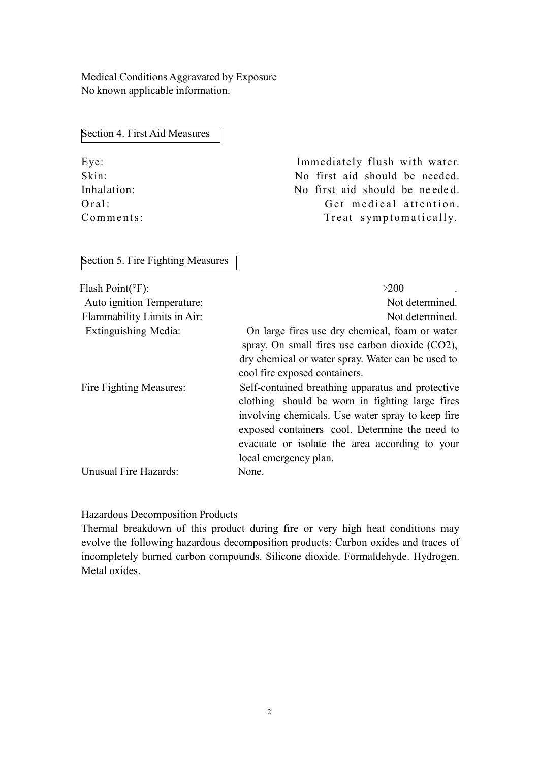Medical Conditions Aggravated by Exposure
No known applicable information.

## Section 4. First Aid Measures

| | |
|---|---|
| Eye: | Immediately flush with water. |
| Skin: | No first aid should be needed. |
| Inhalation: | No first aid should be needed. |
| Oral: | Get medical attention. |
| Comments: | Treat symptomatically. |

## Section 5. Fire Fighting Measures

| | |
|---|---|
| Flash Point(°F): | >200 . |
| Auto ignition Temperature: | Not determined. |
| Flammability Limits in Air: | Not determined. |
| Extinguishing Media: | On large fires use dry chemical, foam or water spray. On small fires use carbon dioxide ($CO_2$), dry chemical or water spray. Water can be used to cool fire exposed containers. |
| Fire Fighting Measures: | Self-contained breathing apparatus and protective clothing should be worn in fighting large fires involving chemicals. Use water spray to keep fire exposed containers cool. Determine the need to evacuate or isolate the area according to your local emergency plan. |
| Unusual Fire Hazards: | None. |

Hazardous Decomposition Products
Thermal breakdown of this product during fire or very high heat conditions may evolve the following hazardous decomposition products: Carbon oxides and traces of incompletely burned carbon compounds. Silicone dioxide. Formaldehyde. Hydrogen. Metal oxides.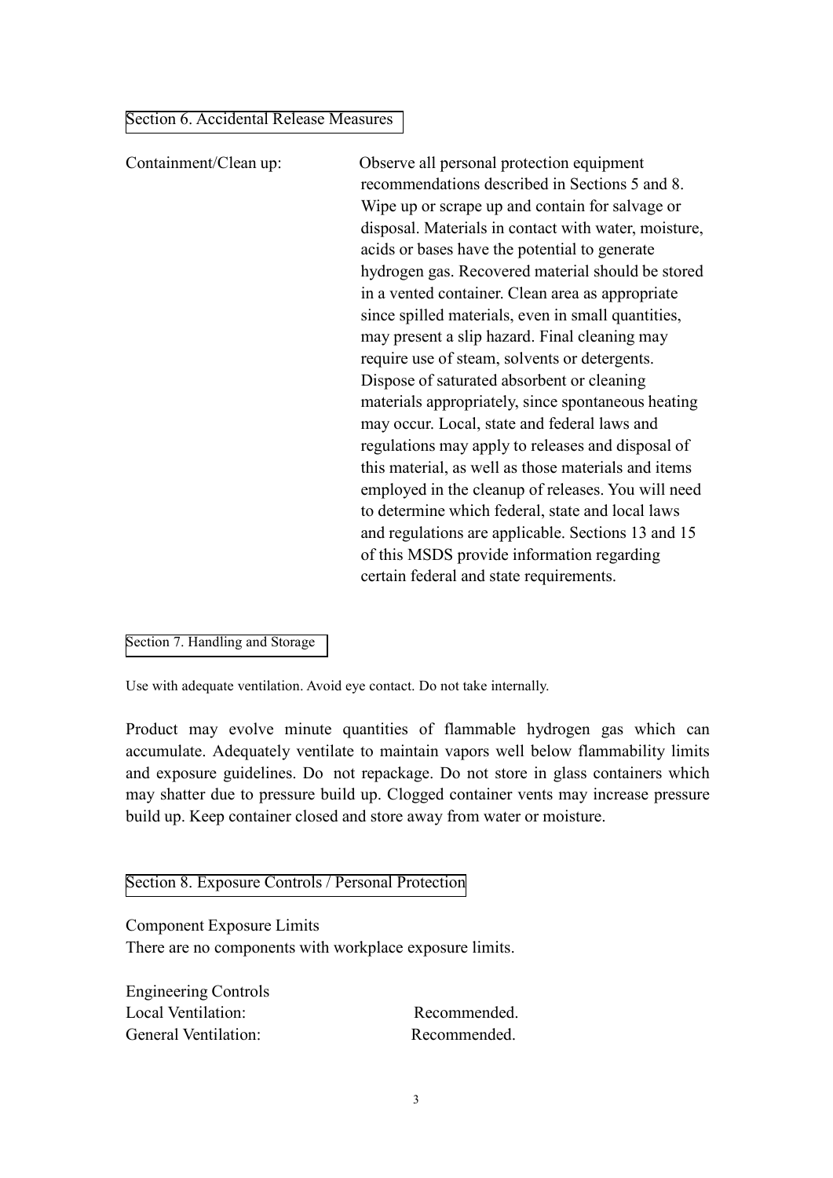## Section 6. Accidental Release Measures

Containment/Clean up: Observe all personal protection equipment recommendations described in Sections 5 and 8. Wipe up or scrape up and contain for salvage or disposal. Materials in contact with water, moisture, acids or bases have the potential to generate hydrogen gas. Recovered material should be stored in a vented container. Clean area as appropriate since spilled materials, even in small quantities, may present a slip hazard. Final cleaning may require use of steam, solvents or detergents. Dispose of saturated absorbent or cleaning materials appropriately, since spontaneous heating may occur. Local, state and federal laws and regulations may apply to releases and disposal of this material, as well as those materials and items employed in the cleanup of releases. You will need to determine which federal, state and local laws and regulations are applicable. Sections 13 and 15 of this MSDS provide information regarding certain federal and state requirements.

## Section 7. Handling and Storage

Use with adequate ventilation. Avoid eye contact. Do not take internally.

Product may evolve minute quantities of flammable hydrogen gas which can accumulate. Adequately ventilate to maintain vapors well below flammability limits and exposure guidelines. Do not repackage. Do not store in glass containers which may shatter due to pressure build up. Clogged container vents may increase pressure build up. Keep container closed and store away from water or moisture.

## Section 8. Exposure Controls / Personal Protection

Component Exposure Limits
There are no components with workplace exposure limits.

Engineering Controls
Local Ventilation: Recommended.
General Ventilation: Recommended.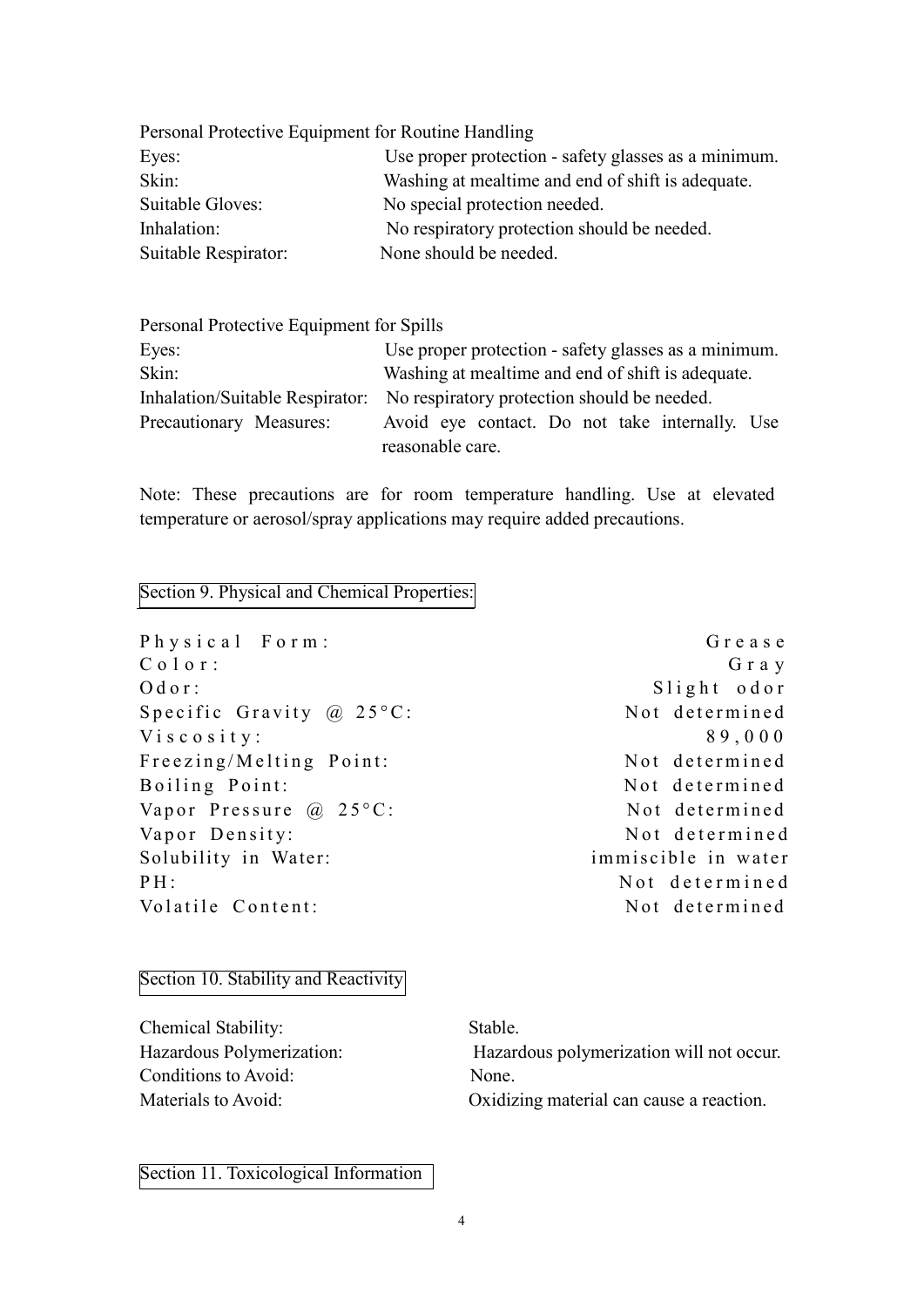Personal Protective Equipment for Routine Handling

| | |
|---|---|
| Eyes: | Use proper protection - safety glasses as a minimum. |
| Skin: | Washing at mealtime and end of shift is adequate. |
| Suitable Gloves: | No special protection needed. |
| Inhalation: | No respiratory protection should be needed. |
| Suitable Respirator: | None should be needed. |

Personal Protective Equipment for Spills

| | |
|---|---|
| Eyes: | Use proper protection - safety glasses as a minimum. |
| Skin: | Washing at mealtime and end of shift is adequate. |
| Inhalation/Suitable Respirator: | No respiratory protection should be needed. |
| Precautionary Measures: | Avoid eye contact. Do not take internally. Use reasonable care. |

Note: These precautions are for room temperature handling. Use at elevated temperature or aerosol/spray applications may require added precautions.

## Section 9. Physical and Chemical Properties:

| | |
|---|---|
| Physical Form: | Grease |
| Color: | Gray |
| Odor: | Slight odor |
| Specific Gravity @ 25°C: | Not determined |
| Viscosity: | 89,000 |
| Freezing/Melting Point: | Not determined |
| Boiling Point: | Not determined |
| Vapor Pressure @ 25°C: | Not determined |
| Vapor Density: | Not determined |
| Solubility in Water: | immiscible in water |
| PH: | Not determined |
| Volatile Content: | Not determined |

## Section 10. Stability and Reactivity

| | |
|---|---|
| Chemical Stability: | Stable. |
| Hazardous Polymerization: | Hazardous polymerization will not occur. |
| Conditions to Avoid: | None. |
| Materials to Avoid: | Oxidizing material can cause a reaction. |

## Section 11. Toxicological Information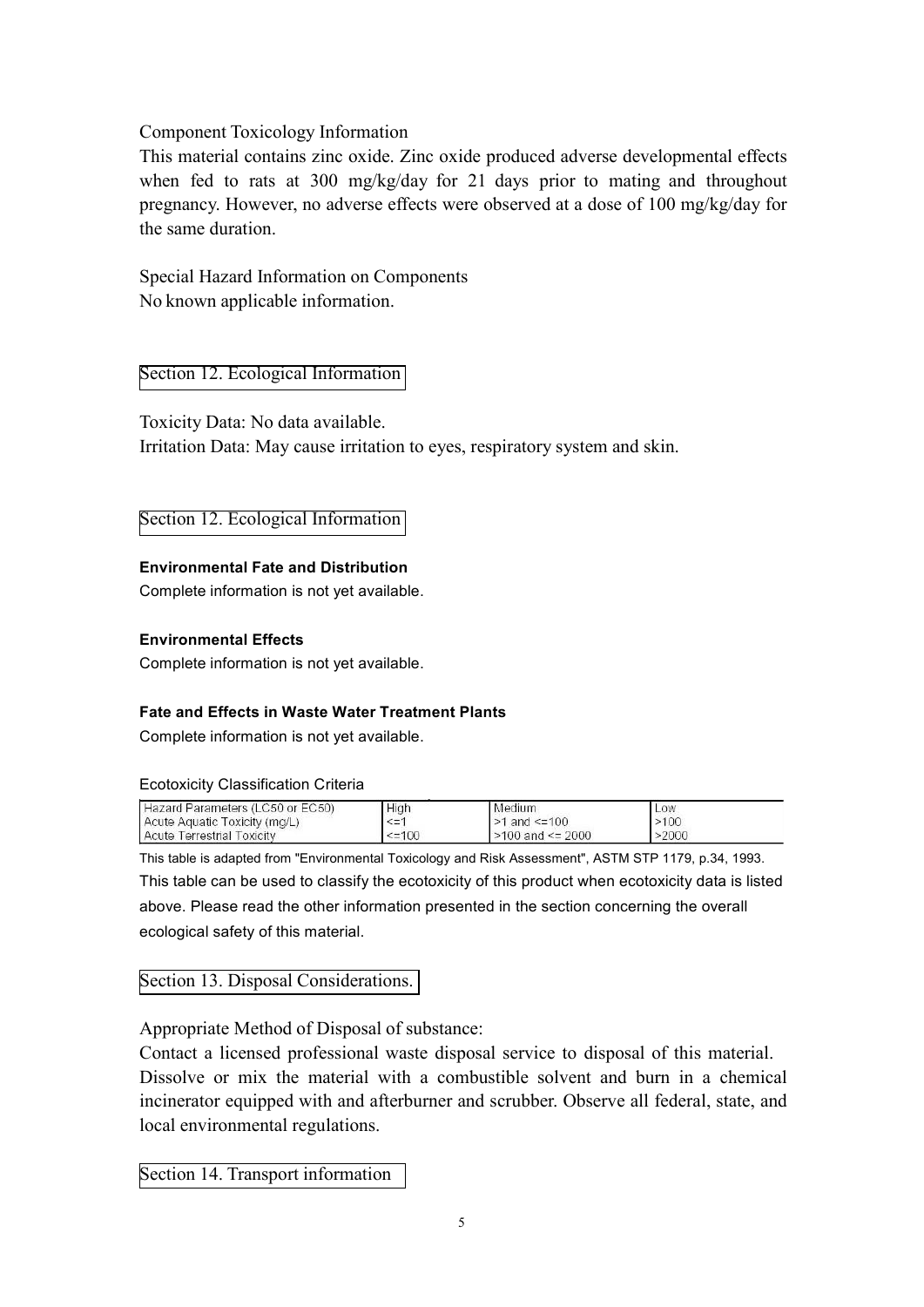Component Toxicology Information

This material contains zinc oxide. Zinc oxide produced adverse developmental effects when fed to rats at 300 mg/kg/day for 21 days prior to mating and throughout pregnancy. However, no adverse effects were observed at a dose of 100 mg/kg/day for the same duration.

Special Hazard Information on Components

No known applicable information.

## Section 12. Ecological Information

Toxicity Data: No data available.

Irritation Data: May cause irritation to eyes, respiratory system and skin.

## Section 12. Ecological Information

**Environmental Fate and Distribution**

Complete information is not yet available.

**Environmental Effects**

Complete information is not yet available.

**Fate and Effects in Waste Water Treatment Plants**

Complete information is not yet available.

Ecotoxicity Classification Criteria

| Hazard Parameters (LC50 or EC50) | High | Medium | Low |
|---|---|---|---|
| Acute Aquatic Toxicity (mg/L) | <=1 | >1 and <=100 | >100 |
| Acute Terrestrial Toxicity | <=100 | >100 and <= 2000 | >2000 |

This table is adapted from "Environmental Toxicology and Risk Assessment", ASTM STP 1179, p.34, 1993.

This table can be used to classify the ecotoxicity of this product when ecotoxicity data is listed above. Please read the other information presented in the section concerning the overall ecological safety of this material.

## Section 13. Disposal Considerations.

Appropriate Method of Disposal of substance:

Contact a licensed professional waste disposal service to disposal of this material. Dissolve or mix the material with a combustible solvent and burn in a chemical incinerator equipped with and afterburner and scrubber. Observe all federal, state, and local environmental regulations.

## Section 14. Transport information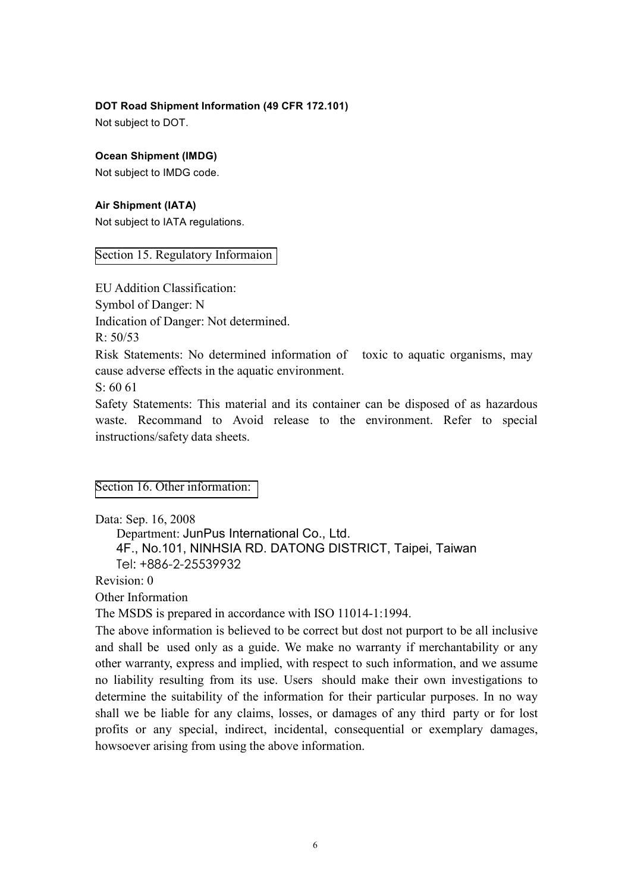**DOT Road Shipment Information (49 CFR 172.101)**

Not subject to DOT.

**Ocean Shipment (IMDG)**

Not subject to IMDG code.

**Air Shipment (IATA)**

Not subject to IATA regulations.

## Section 15. Regulatory Informaion

EU Addition Classification:

Symbol of Danger: N

Indication of Danger: Not determined.

R: 50/53

Risk Statements: No determined information of toxic to aquatic organisms, may cause adverse effects in the aquatic environment.

S: 60 61

Safety Statements: This material and its container can be disposed of as hazardous waste. Recommand to Avoid release to the environment. Refer to special instructions/safety data sheets.

## Section 16. Other information:

Data: Sep. 16, 2008

Department: JunPus International Co., Ltd.
4F., No.101, NINHSIA RD. DATONG DISTRICT, Taipei, Taiwan
Tel: +886-2-25539932

Revision: 0

Other Information

The MSDS is prepared in accordance with ISO 11014-1:1994.

The above information is believed to be correct but dost not purport to be all inclusive and shall be used only as a guide. We make no warranty if merchantability or any other warranty, express and implied, with respect to such information, and we assume no liability resulting from its use. Users should make their own investigations to determine the suitability of the information for their particular purposes. In no way shall we be liable for any claims, losses, or damages of any third party or for lost profits or any special, indirect, incidental, consequential or exemplary damages, howsoever arising from using the above information.